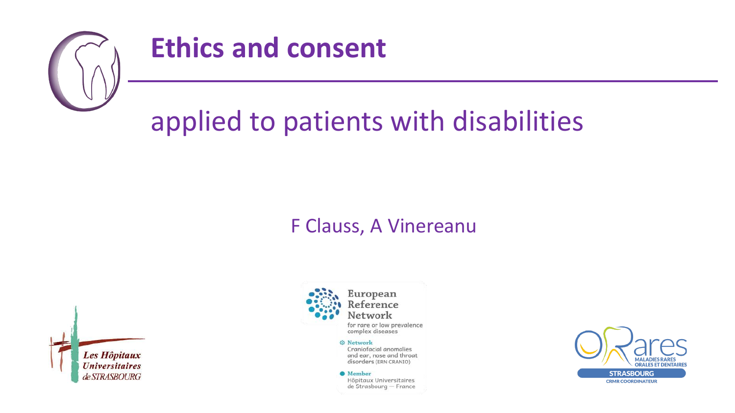# Ethics and consent

## applied to patients with disabilities

F Clauss, A Vinereanu

Les Hôpitaux Universitaires de STRASBOURG

European Reference Network
for rare or low prevalence complex diseases

Network
Craniofacial anomalies and ear, nose and throat disorders (ERN CRANIO)

Member
Hôpitaux Universitaires de Strasbourg — France

ORares
MALADIES RARES ORALES ET DENTAIRES
STRASBOURG
CRMR COORDINATEUR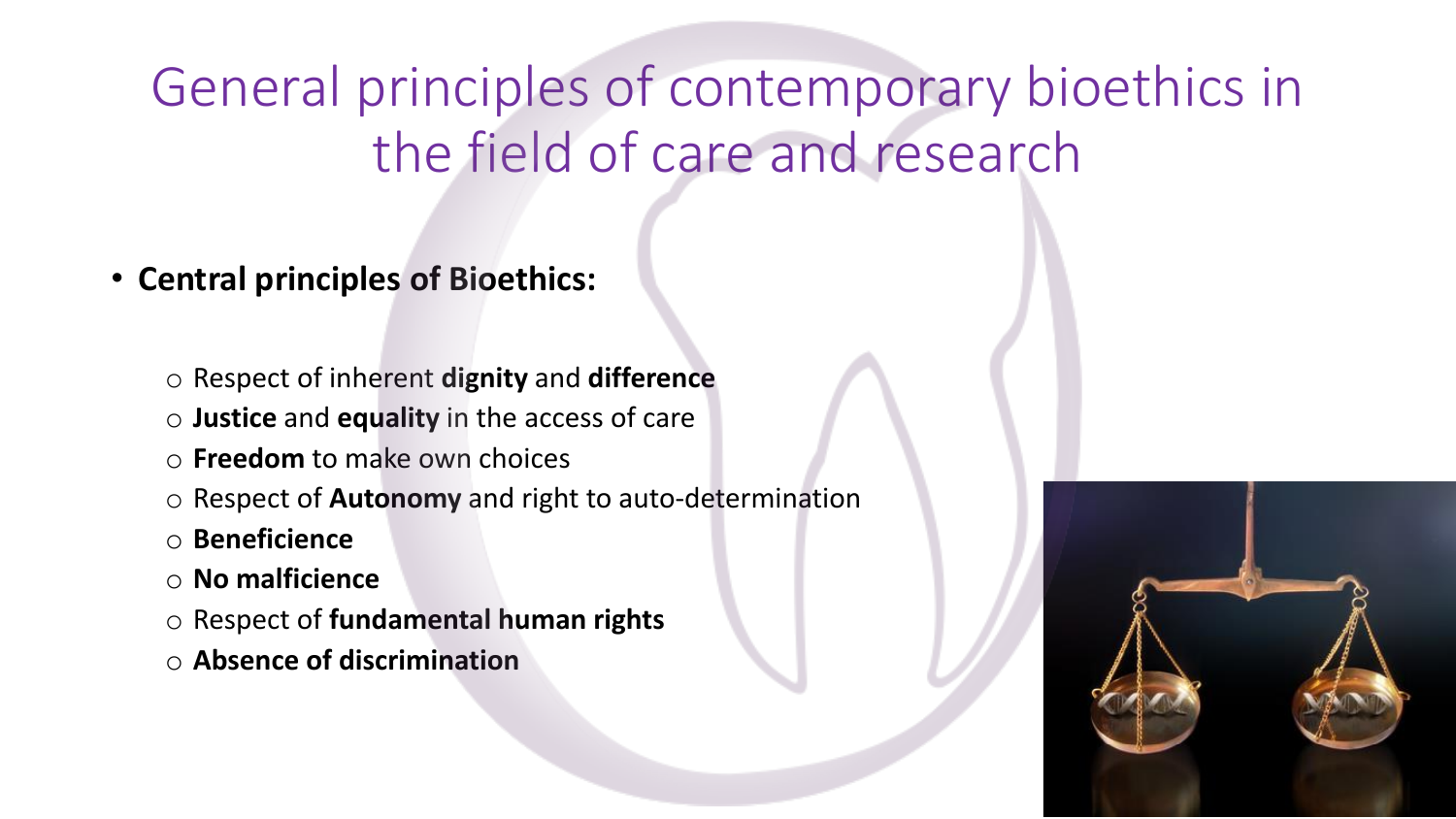# General principles of contemporary bioethics in the field of care and research

- **Central principles of Bioethics:**
  - Respect of inherent **dignity** and **difference**
  - **Justice** and **equality** in the access of care
  - **Freedom** to make own choices
  - Respect of **Autonomy** and right to auto-determination
  - **Beneficience**
  - **No malficience**
  - Respect of **fundamental human rights**
  - **Absence of discrimination**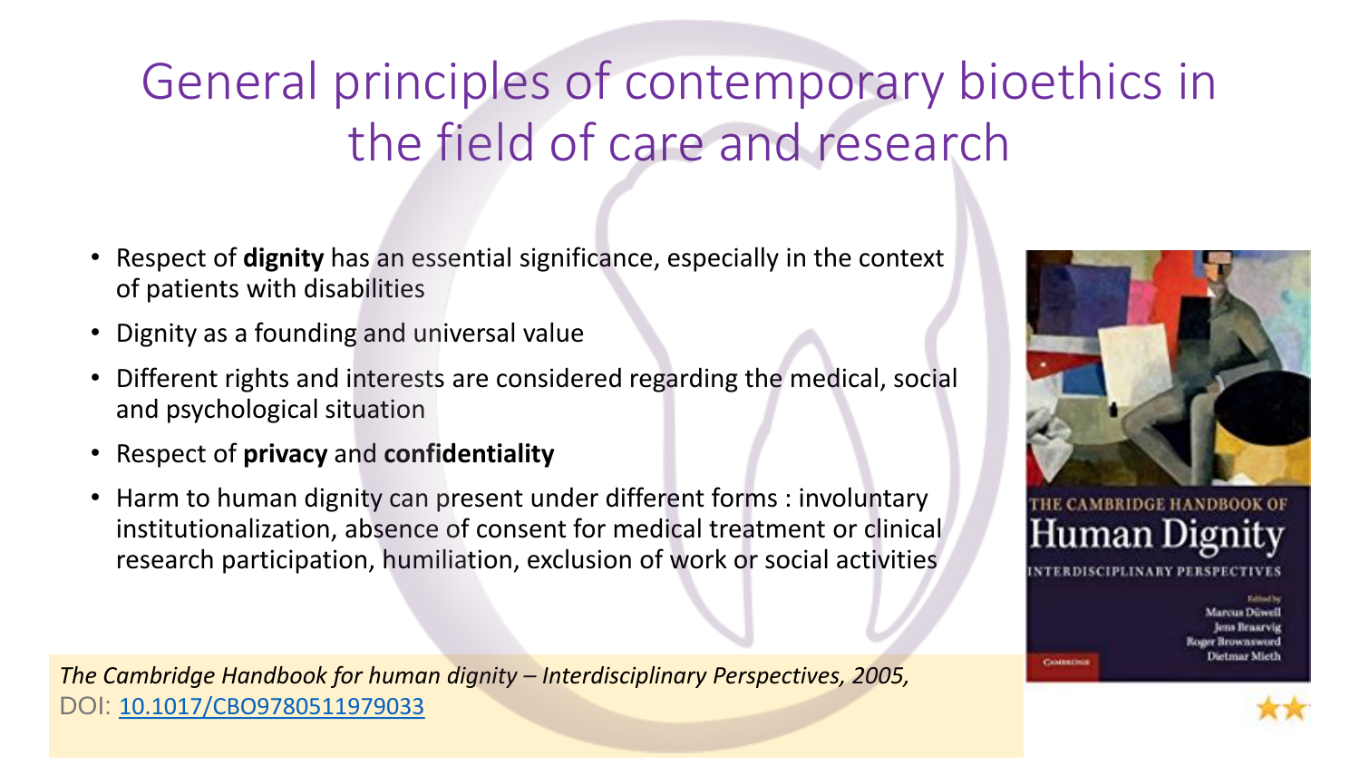# General principles of contemporary bioethics in the field of care and research

- Respect of **dignity** has an essential significance, especially in the context of patients with disabilities
- Dignity as a founding and universal value
- Different rights and interests are considered regarding the medical, social and psychological situation
- Respect of **privacy** and **confidentiality**
- Harm to human dignity can present under different forms : involuntary institutionalization, absence of consent for medical treatment or clinical research participation, humiliation, exclusion of work or social activities

*The Cambridge Handbook for human dignity – Interdisciplinary Perspectives, 2005,*
DOI: [10.1017/CBO9780511979033](https://doi.org/10.1017/CBO9780511979033)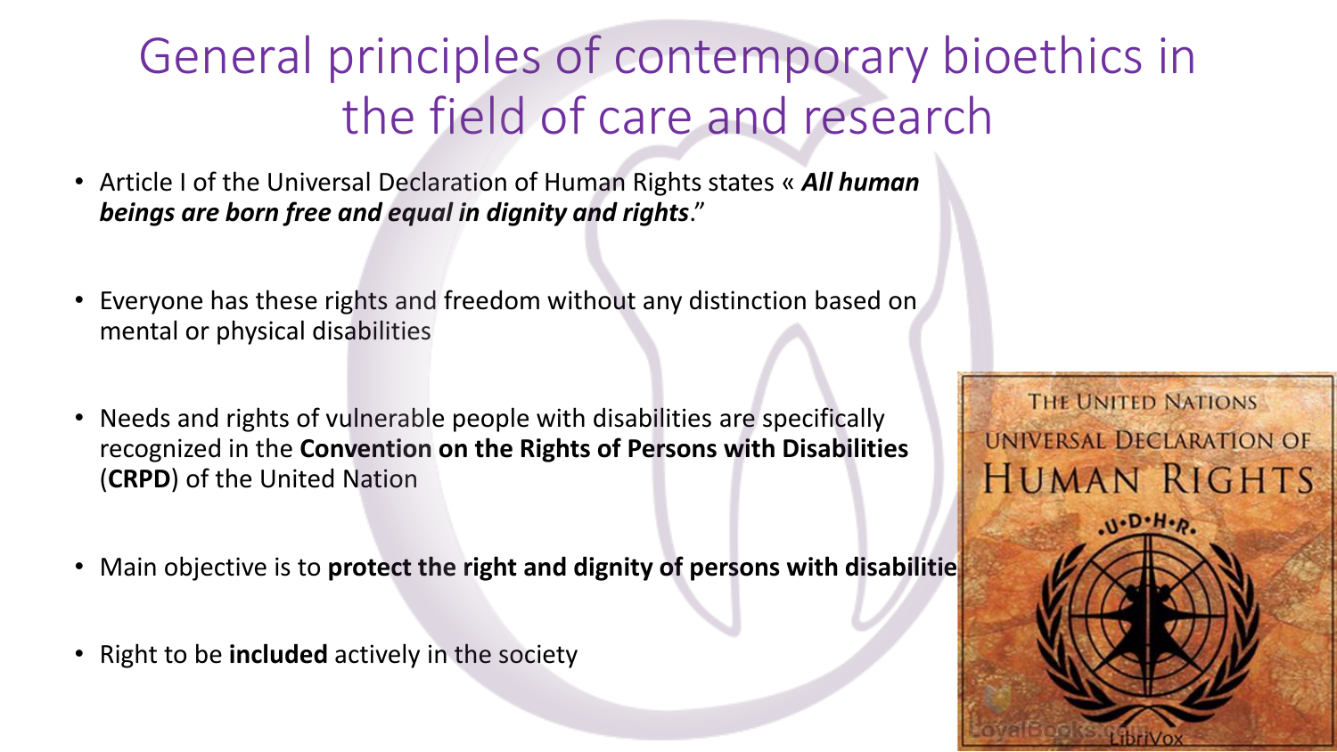# General principles of contemporary bioethics in the field of care and research

- Article I of the Universal Declaration of Human Rights states « ***All human beings are born free and equal in dignity and rights***."
- Everyone has these rights and freedom without any distinction based on mental or physical disabilities
- Needs and rights of vulnerable people with disabilities are specifically recognized in the **Convention on the Rights of Persons with Disabilities** (**CRPD**) of the United Nation
- Main objective is to **protect the right and dignity of persons with disabilitie**
- Right to be **included** actively in the society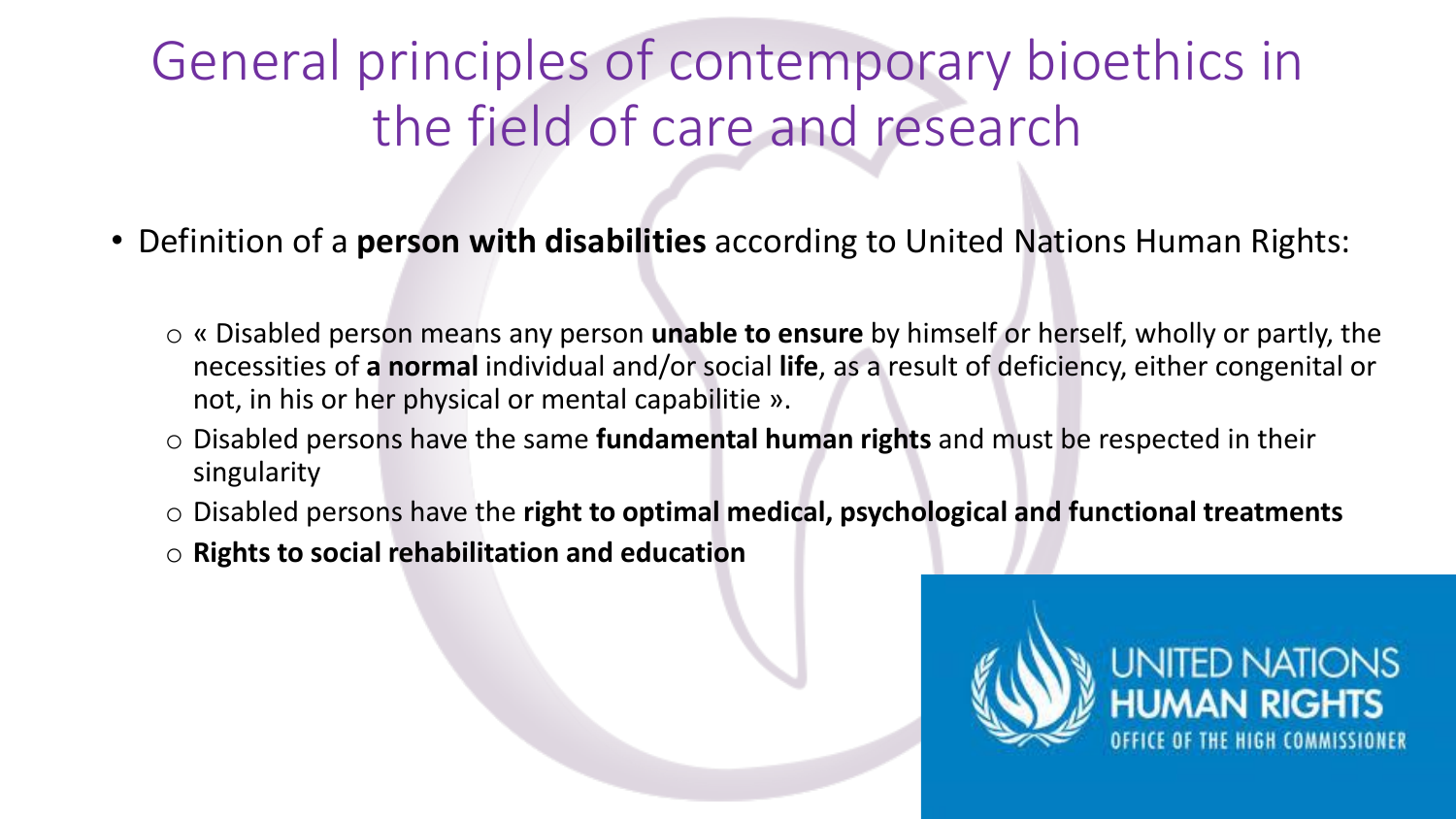# General principles of contemporary bioethics in the field of care and research

- Definition of a **person with disabilities** according to United Nations Human Rights:
  - « Disabled person means any person **unable to ensure** by himself or herself, wholly or partly, the necessities of **a normal** individual and/or social **life**, as a result of deficiency, either congenital or not, in his or her physical or mental capabilitie ».
  - Disabled persons have the same **fundamental human rights** and must be respected in their singularity
  - Disabled persons have the **right to optimal medical, psychological and functional treatments**
  - **Rights to social rehabilitation and education**

UNITED NATIONS HUMAN RIGHTS
OFFICE OF THE HIGH COMMISSIONER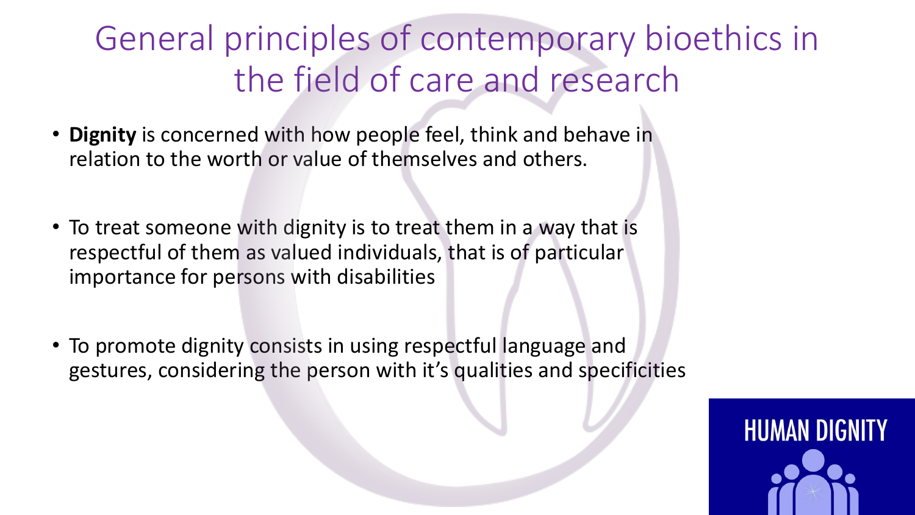# General principles of contemporary bioethics in the field of care and research

- **Dignity** is concerned with how people feel, think and behave in relation to the worth or value of themselves and others.

- To treat someone with dignity is to treat them in a way that is respectful of them as valued individuals, that is of particular importance for persons with disabilities

- To promote dignity consists in using respectful language and gestures, considering the person with it's qualities and specificities

HUMAN DIGNITY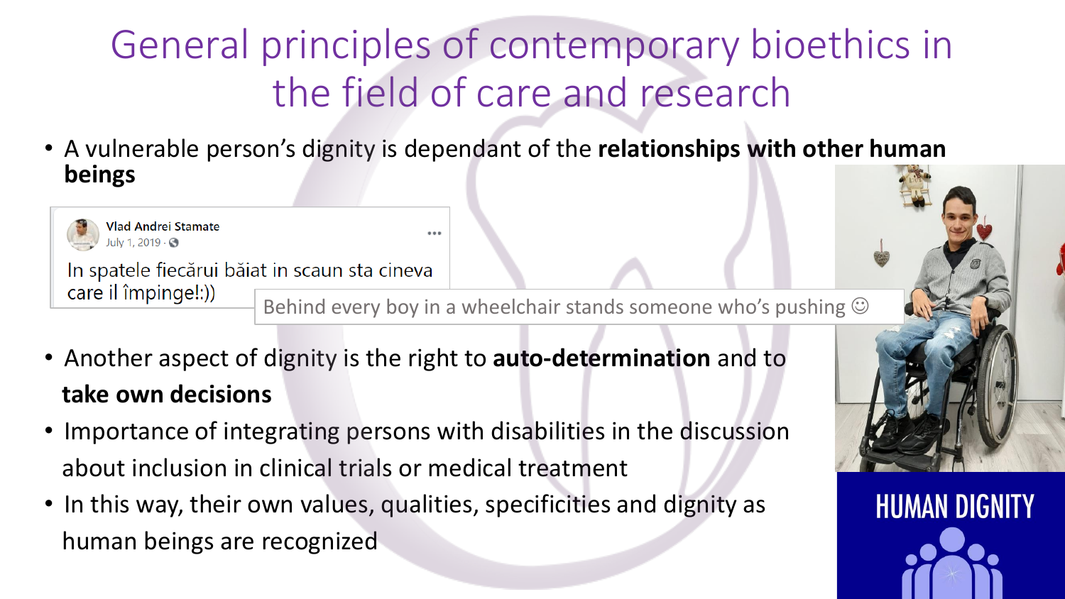# General principles of contemporary bioethics in the field of care and research

- A vulnerable person's dignity is dependant of the **relationships with other human beings**

Vlad Andrei Stamate
July 1, 2019

In spatele fiecărui băiat in scaun sta cineva care il împinge!:))

Behind every boy in a wheelchair stands someone who's pushing ☺

- Another aspect of dignity is the right to **auto-determination** and to **take own decisions**
- Importance of integrating persons with disabilities in the discussion about inclusion in clinical trials or medical treatment
- In this way, their own values, qualities, specificities and dignity as human beings are recognized

HUMAN DIGNITY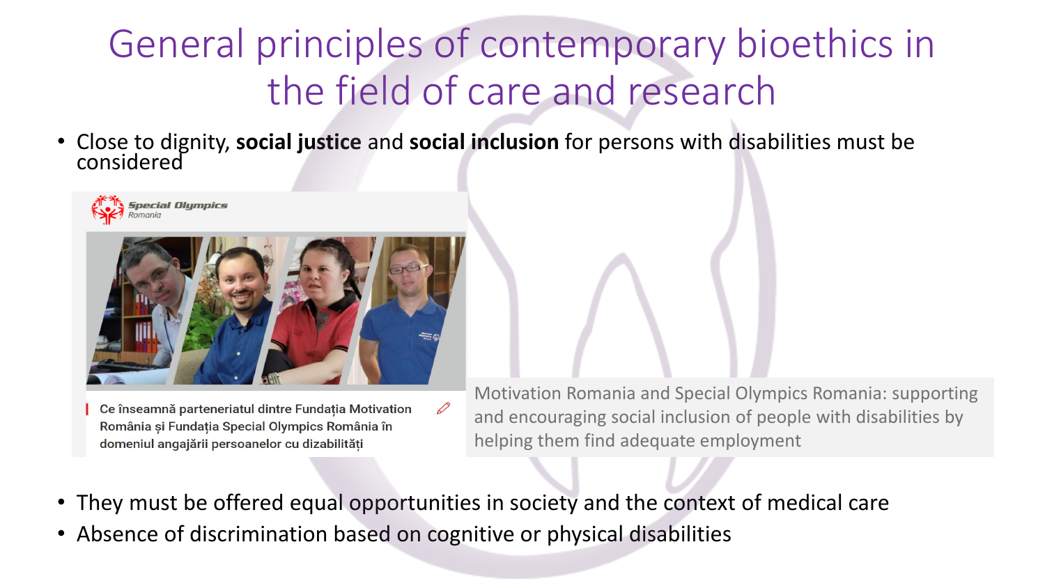# General principles of contemporary bioethics in the field of care and research

- Close to dignity, **social justice** and **social inclusion** for persons with disabilities must be considered

Special Olympics Romania

Ce înseamnă parteneriatul dintre Fundația Motivation România și Fundația Special Olympics România în domeniul angajării persoanelor cu dizabilități

Motivation Romania and Special Olympics Romania: supporting and encouraging social inclusion of people with disabilities by helping them find adequate employment

- They must be offered equal opportunities in society and the context of medical care
- Absence of discrimination based on cognitive or physical disabilities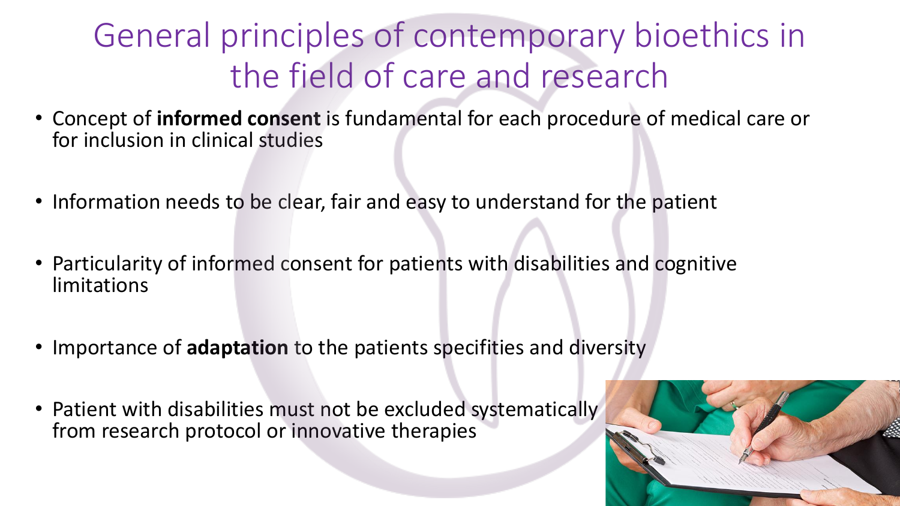# General principles of contemporary bioethics in the field of care and research

- Concept of **informed consent** is fundamental for each procedure of medical care or for inclusion in clinical studies
- Information needs to be clear, fair and easy to understand for the patient
- Particularity of informed consent for patients with disabilities and cognitive limitations
- Importance of **adaptation** to the patients specifities and diversity
- Patient with disabilities must not be excluded systematically from research protocol or innovative therapies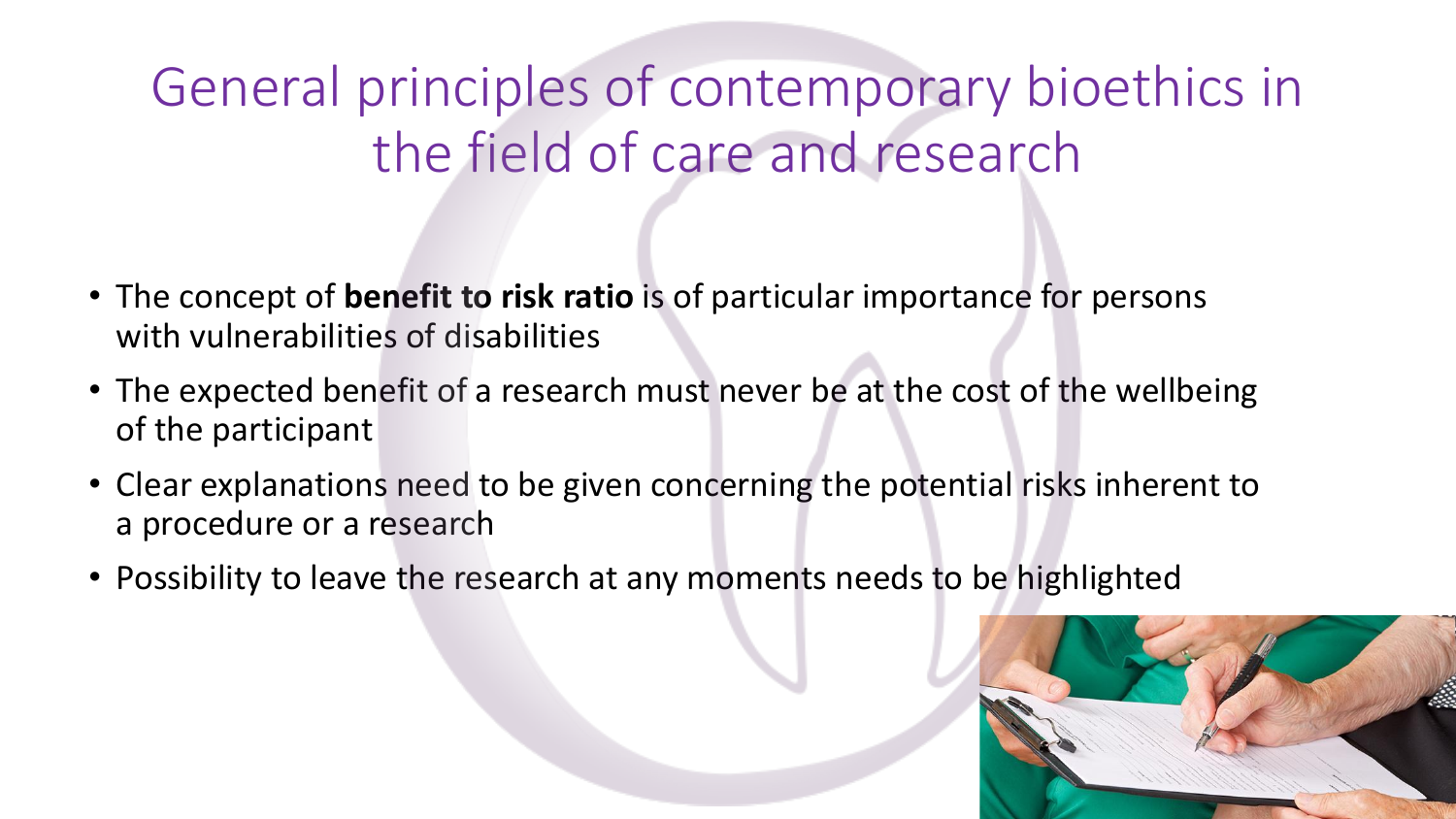# General principles of contemporary bioethics in the field of care and research

- The concept of **benefit to risk ratio** is of particular importance for persons with vulnerabilities of disabilities
- The expected benefit of a research must never be at the cost of the wellbeing of the participant
- Clear explanations need to be given concerning the potential risks inherent to a procedure or a research
- Possibility to leave the research at any moments needs to be highlighted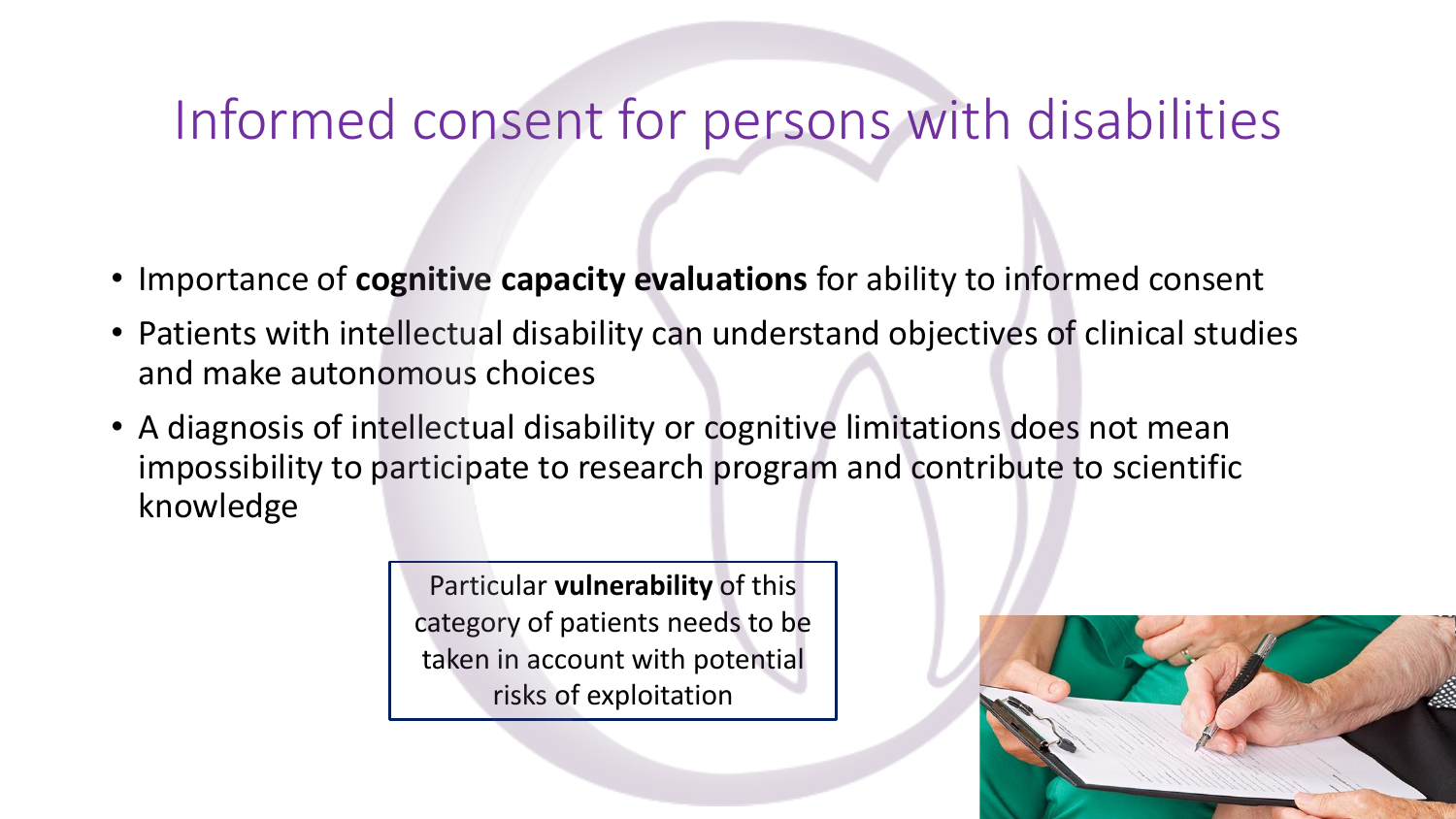# Informed consent for persons with disabilities

- Importance of **cognitive capacity evaluations** for ability to informed consent
- Patients with intellectual disability can understand objectives of clinical studies and make autonomous choices
- A diagnosis of intellectual disability or cognitive limitations does not mean impossibility to participate to research program and contribute to scientific knowledge

Particular **vulnerability** of this category of patients needs to be taken in account with potential risks of exploitation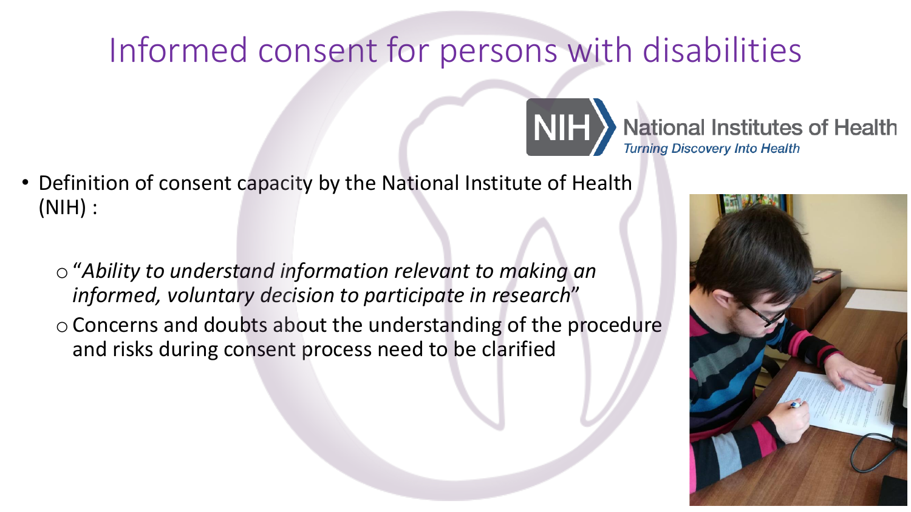# Informed consent for persons with disabilities

National Institutes of Health
*Turning Discovery Into Health*

- Definition of consent capacity by the National Institute of Health (NIH) :
  - *"Ability to understand information relevant to making an informed, voluntary decision to participate in research"*
  - Concerns and doubts about the understanding of the procedure and risks during consent process need to be clarified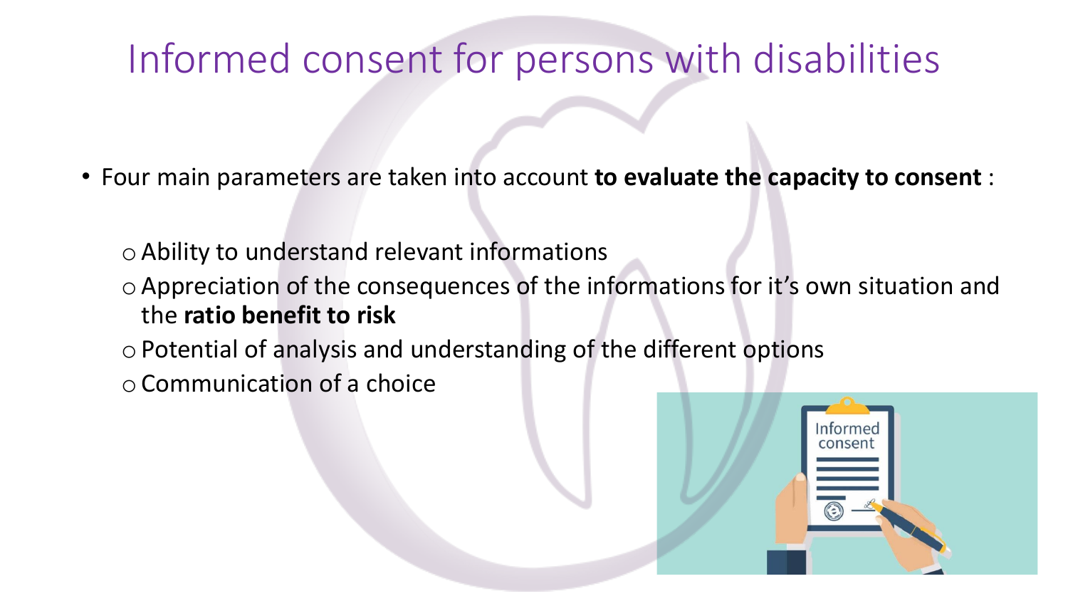# Informed consent for persons with disabilities

- Four main parameters are taken into account **to evaluate the capacity to consent** :
  - Ability to understand relevant informations
  - Appreciation of the consequences of the informations for it's own situation and the **ratio benefit to risk**
  - Potential of analysis and understanding of the different options
  - Communication of a choice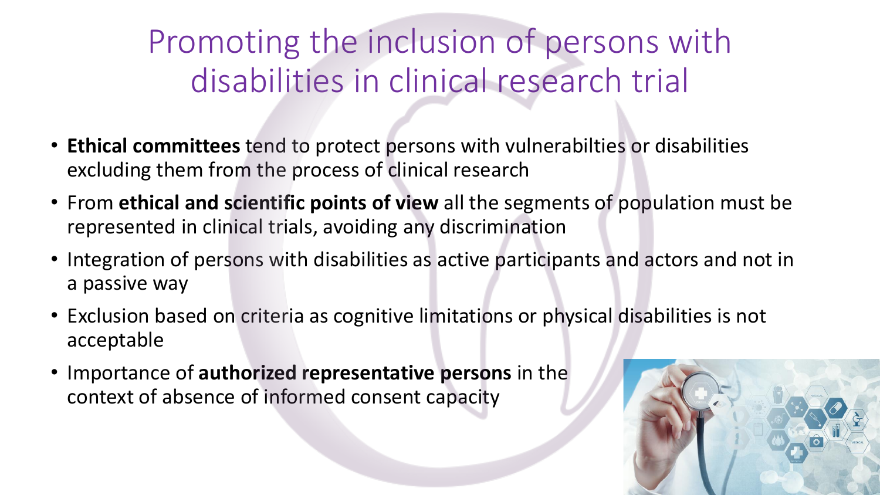# Promoting the inclusion of persons with disabilities in clinical research trial

- **Ethical committees** tend to protect persons with vulnerabilties or disabilities excluding them from the process of clinical research
- From **ethical and scientific points of view** all the segments of population must be represented in clinical trials, avoiding any discrimination
- Integration of persons with disabilities as active participants and actors and not in a passive way
- Exclusion based on criteria as cognitive limitations or physical disabilities is not acceptable
- Importance of **authorized representative persons** in the context of absence of informed consent capacity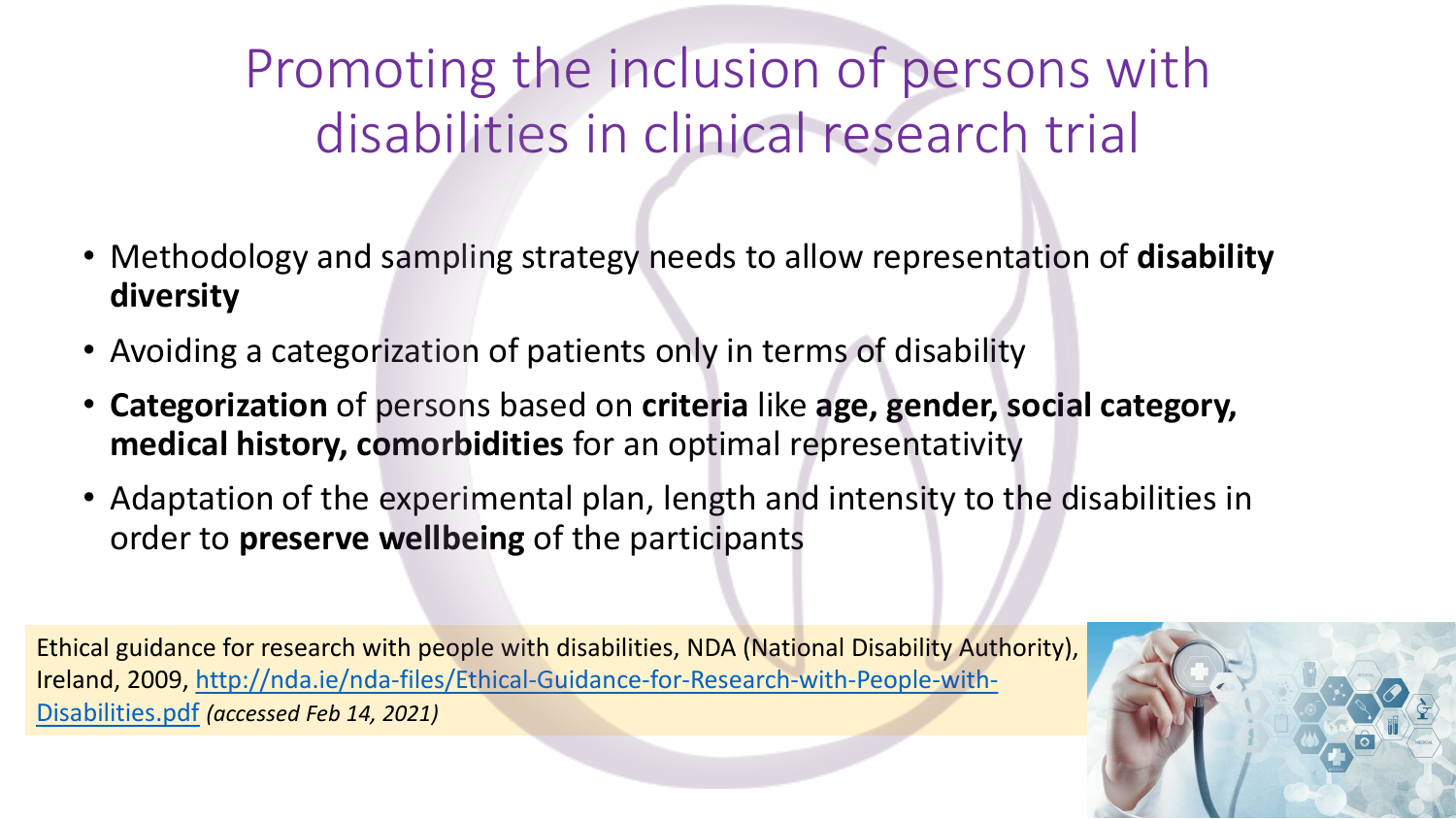# Promoting the inclusion of persons with disabilities in clinical research trial

- Methodology and sampling strategy needs to allow representation of **disability diversity**
- Avoiding a categorization of patients only in terms of disability
- **Categorization** of persons based on **criteria** like **age, gender, social category, medical history, comorbidities** for an optimal representativity
- Adaptation of the experimental plan, length and intensity to the disabilities in order to **preserve wellbeing** of the participants

Ethical guidance for research with people with disabilities, NDA (National Disability Authority), Ireland, 2009, [http://nda.ie/nda-files/Ethical-Guidance-for-Research-with-People-with-Disabilities.pdf](http://nda.ie/nda-files/Ethical-Guidance-for-Research-with-People-with-Disabilities.pdf) *(accessed Feb 14, 2021)*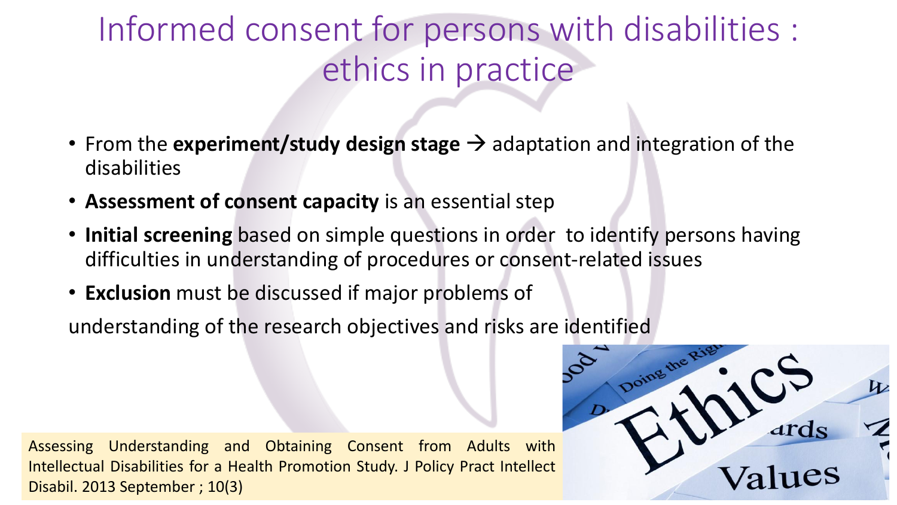# Informed consent for persons with disabilities : ethics in practice

- From the **experiment/study design stage** → adaptation and integration of the disabilities
- **Assessment of consent capacity** is an essential step
- **Initial screening** based on simple questions in order to identify persons having difficulties in understanding of procedures or consent-related issues
- **Exclusion** must be discussed if major problems of

understanding of the research objectives and risks are identified

Assessing Understanding and Obtaining Consent from Adults with Intellectual Disabilities for a Health Promotion Study. J Policy Pract Intellect Disabil. 2013 September ; 10(3)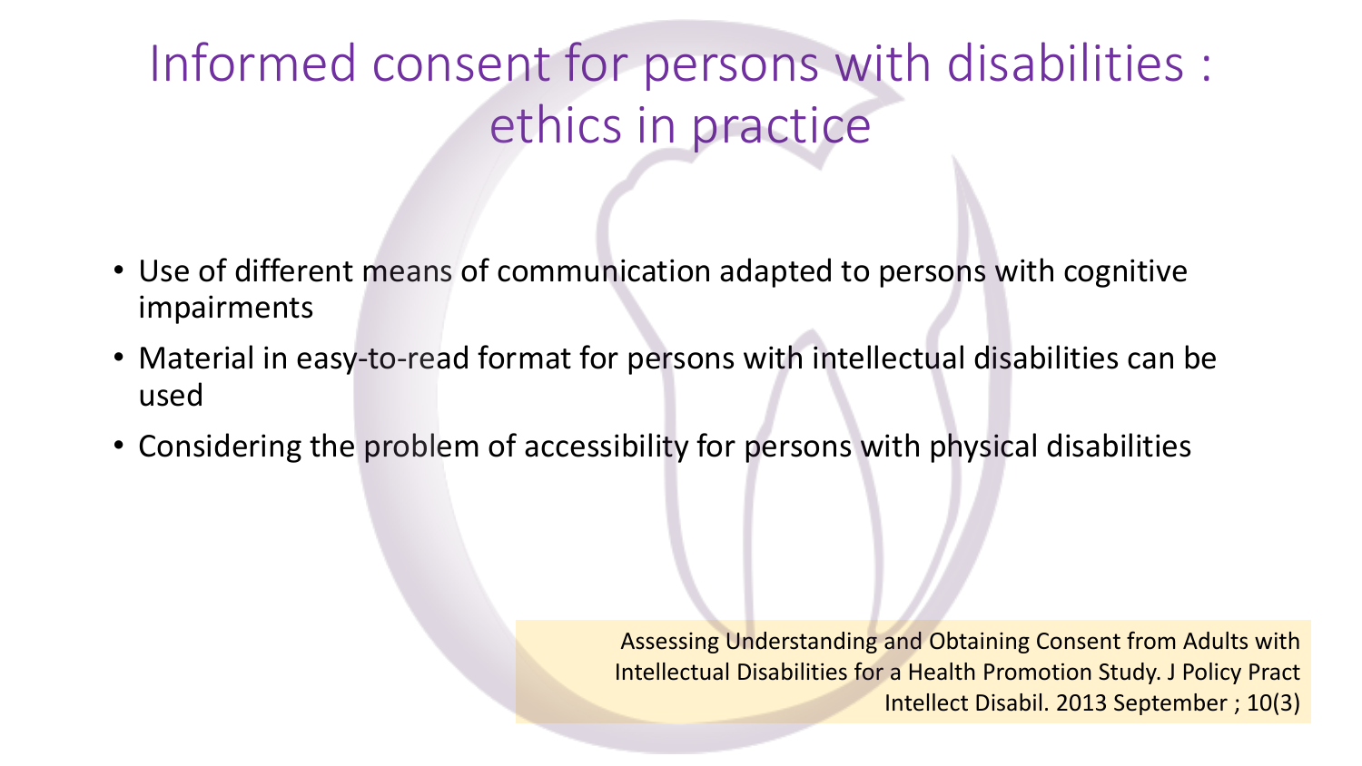# Informed consent for persons with disabilities : ethics in practice

- Use of different means of communication adapted to persons with cognitive impairments
- Material in easy-to-read format for persons with intellectual disabilities can be used
- Considering the problem of accessibility for persons with physical disabilities

Assessing Understanding and Obtaining Consent from Adults with Intellectual Disabilities for a Health Promotion Study. J Policy Pract Intellect Disabil. 2013 September ; 10(3)